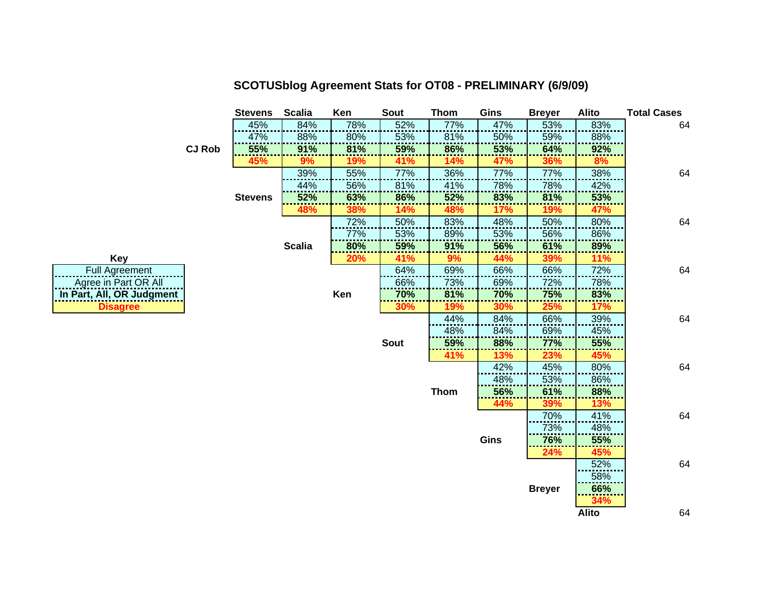# SCOTUSblog Agreement Stats for OT08 - PRELIMINARY (6/9/09)

**Key**

- Full Agreement
- Agree in Part OR All
- **In Part, All, OR Judgment**
- **Disagree**

| | Stevens | Scalia | Ken | Sout | Thom | Gins | Breyer | Alito | Total Cases |
|---|---|---|---|---|---|---|---|---|---|
| **CJ Rob** | 45% | 84% | 78% | 52% | 77% | 47% | 53% | 83% | 64 |
| | 47% | 88% | 80% | 53% | 81% | 50% | 59% | 88% | |
| | **55%** | **91%** | **81%** | **59%** | **86%** | **53%** | **64%** | **92%** | |
| | **45%** | **9%** | **19%** | **41%** | **14%** | **47%** | **36%** | **8%** | |
| **Stevens** | | 39% | 55% | 77% | 36% | 77% | 77% | 38% | 64 |
| | | 44% | 56% | 81% | 41% | 78% | 78% | 42% | |
| | | **52%** | **63%** | **86%** | **52%** | **83%** | **81%** | **53%** | |
| | | **48%** | **38%** | **14%** | **48%** | **17%** | **19%** | **47%** | |
| **Scalia** | | | 72% | 50% | 83% | 48% | 50% | 80% | 64 |
| | | | 77% | 53% | 89% | 53% | 56% | 86% | |
| | | | **80%** | **59%** | **91%** | **56%** | **61%** | **89%** | |
| | | | **20%** | **41%** | **9%** | **44%** | **39%** | **11%** | |
| **Ken** | | | | 64% | 69% | 66% | 66% | 72% | 64 |
| | | | | 66% | 73% | 69% | 72% | 78% | |
| | | | | **70%** | **81%** | **70%** | **75%** | **83%** | |
| | | | | **30%** | **19%** | **30%** | **25%** | **17%** | |
| **Sout** | | | | | 44% | 84% | 66% | 39% | 64 |
| | | | | | 48% | 84% | 69% | 45% | |
| | | | | | **59%** | **88%** | **77%** | **55%** | |
| | | | | | **41%** | **13%** | **23%** | **45%** | |
| **Thom** | | | | | | 42% | 45% | 80% | 64 |
| | | | | | | 48% | 53% | 86% | |
| | | | | | | **56%** | **61%** | **88%** | |
| | | | | | | **44%** | **39%** | **13%** | |
| **Gins** | | | | | | | 70% | 41% | 64 |
| | | | | | | | 73% | 48% | |
| | | | | | | | **76%** | **55%** | |
| | | | | | | | **24%** | **45%** | |
| **Breyer** | | | | | | | | 52% | 64 |
| | | | | | | | | 58% | |
| | | | | | | | | **66%** | |
| | | | | | | | | **34%** | |
| **Alito** | | | | | | | | | 64 |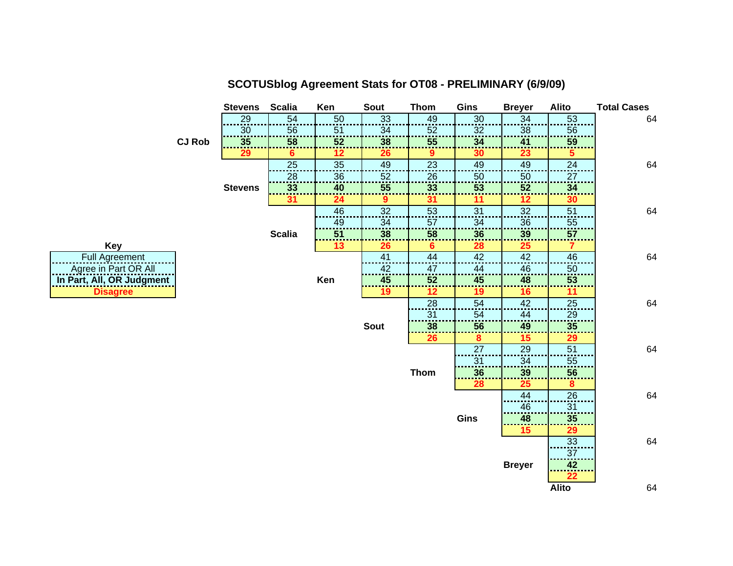# SCOTUSblog Agreement Stats for OT08 - PRELIMINARY (6/9/09)

| | Stevens | Scalia | Ken | Sout | Thom | Gins | Breyer | Alito | Total Cases |
|---|---|---|---|---|---|---|---|---|---|
| CJ Rob | 29 | 54 | 50 | 33 | 49 | 30 | 34 | 53 | 64 |
| | 30 | 56 | 51 | 34 | 52 | 32 | 38 | 56 | |
| | **35** | **58** | **52** | **38** | **55** | **34** | **41** | **59** | |
| | **29** | **6** | **12** | **26** | **9** | **30** | **23** | **5** | |
| Stevens | | 25 | 35 | 49 | 23 | 49 | 49 | 24 | 64 |
| | | 28 | 36 | 52 | 26 | 50 | 50 | 27 | |
| | | **33** | **40** | **55** | **33** | **53** | **52** | **34** | |
| | | **31** | **24** | **9** | **31** | **11** | **12** | **30** | |
| Scalia | | | 46 | 32 | 53 | 31 | 32 | 51 | 64 |
| | | | 49 | 34 | 57 | 34 | 36 | 55 | |
| | | | **51** | **38** | **58** | **36** | **39** | **57** | |
| | | | **13** | **26** | **6** | **28** | **25** | **7** | |
| Ken | | | | 41 | 44 | 42 | 42 | 46 | 64 |
| | | | | 42 | 47 | 44 | 46 | 50 | |
| | | | | **45** | **52** | **45** | **48** | **53** | |
| | | | | **19** | **12** | **19** | **16** | **11** | |
| Sout | | | | | 28 | 54 | 42 | 25 | 64 |
| | | | | | 31 | 54 | 44 | 29 | |
| | | | | | **38** | **56** | **49** | **35** | |
| | | | | | **26** | **8** | **15** | **29** | |
| Thom | | | | | | 27 | 29 | 51 | 64 |
| | | | | | | 31 | 34 | 55 | |
| | | | | | | **36** | **39** | **56** | |
| | | | | | | **28** | **25** | **8** | |
| Gins | | | | | | | 44 | 26 | 64 |
| | | | | | | | 46 | 31 | |
| | | | | | | | **48** | **35** | |
| | | | | | | | **15** | **29** | |
| Breyer | | | | | | | | 33 | 64 |
| | | | | | | | | 37 | |
| | | | | | | | | **42** | |
| | | | | | | | | **22** | |
| Alito | | | | | | | | | 64 |

**Key**

| |
|---|
| Full Agreement |
| Agree in Part OR All |
| **In Part, All, OR Judgment** |
| **Disagree** |